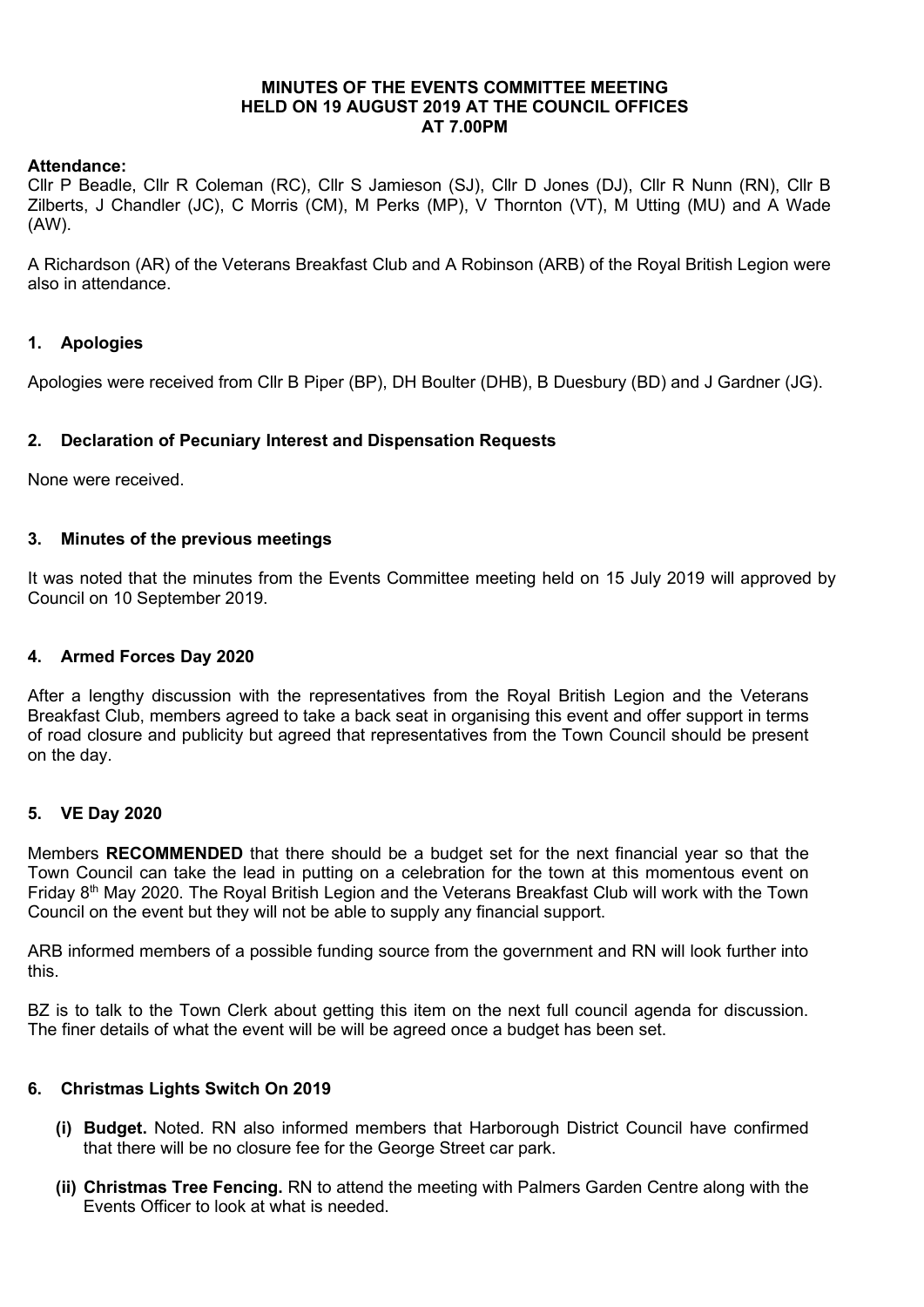# MINUTES OF THE EVENTS COMMITTEE MEETING HELD ON 19 AUGUST 2019 AT THE COUNCIL OFFICES AT 7.00PM

**Attendance:**
Cllr P Beadle, Cllr R Coleman (RC), Cllr S Jamieson (SJ), Cllr D Jones (DJ), Cllr R Nunn (RN), Cllr B Zilberts, J Chandler (JC), C Morris (CM), M Perks (MP), V Thornton (VT), M Utting (MU) and A Wade (AW).

A Richardson (AR) of the Veterans Breakfast Club and A Robinson (ARB) of the Royal British Legion were also in attendance.

## 1. Apologies

Apologies were received from Cllr B Piper (BP), DH Boulter (DHB), B Duesbury (BD) and J Gardner (JG).

## 2. Declaration of Pecuniary Interest and Dispensation Requests

None were received.

## 3. Minutes of the previous meetings

It was noted that the minutes from the Events Committee meeting held on 15 July 2019 will approved by Council on 10 September 2019.

## 4. Armed Forces Day 2020

After a lengthy discussion with the representatives from the Royal British Legion and the Veterans Breakfast Club, members agreed to take a back seat in organising this event and offer support in terms of road closure and publicity but agreed that representatives from the Town Council should be present on the day.

## 5. VE Day 2020

Members **RECOMMENDED** that there should be a budget set for the next financial year so that the Town Council can take the lead in putting on a celebration for the town at this momentous event on Friday 8th May 2020. The Royal British Legion and the Veterans Breakfast Club will work with the Town Council on the event but they will not be able to supply any financial support.

ARB informed members of a possible funding source from the government and RN will look further into this.

BZ is to talk to the Town Clerk about getting this item on the next full council agenda for discussion. The finer details of what the event will be will be agreed once a budget has been set.

## 6. Christmas Lights Switch On 2019

- **(i) Budget.** Noted. RN also informed members that Harborough District Council have confirmed that there will be no closure fee for the George Street car park.
- **(ii) Christmas Tree Fencing.** RN to attend the meeting with Palmers Garden Centre along with the Events Officer to look at what is needed.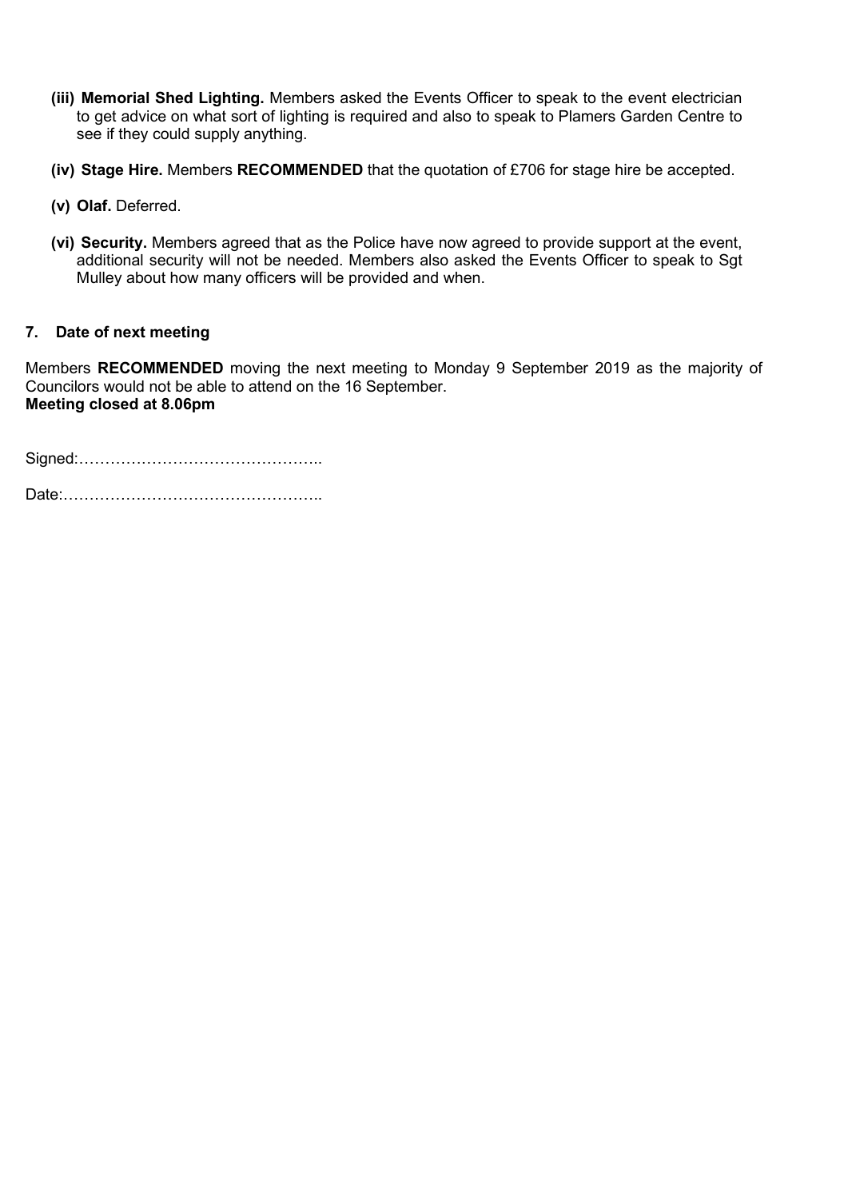**(iii) Memorial Shed Lighting.** Members asked the Events Officer to speak to the event electrician to get advice on what sort of lighting is required and also to speak to Plamers Garden Centre to see if they could supply anything.

**(iv) Stage Hire.** Members **RECOMMENDED** that the quotation of £706 for stage hire be accepted.

**(v) Olaf.** Deferred.

**(vi) Security.** Members agreed that as the Police have now agreed to provide support at the event, additional security will not be needed. Members also asked the Events Officer to speak to Sgt Mulley about how many officers will be provided and when.

**7. Date of next meeting**

Members **RECOMMENDED** moving the next meeting to Monday 9 September 2019 as the majority of Councilors would not be able to attend on the 16 September.

**Meeting closed at 8.06pm**

Signed:………………………………………..

Date:…………………………………………..